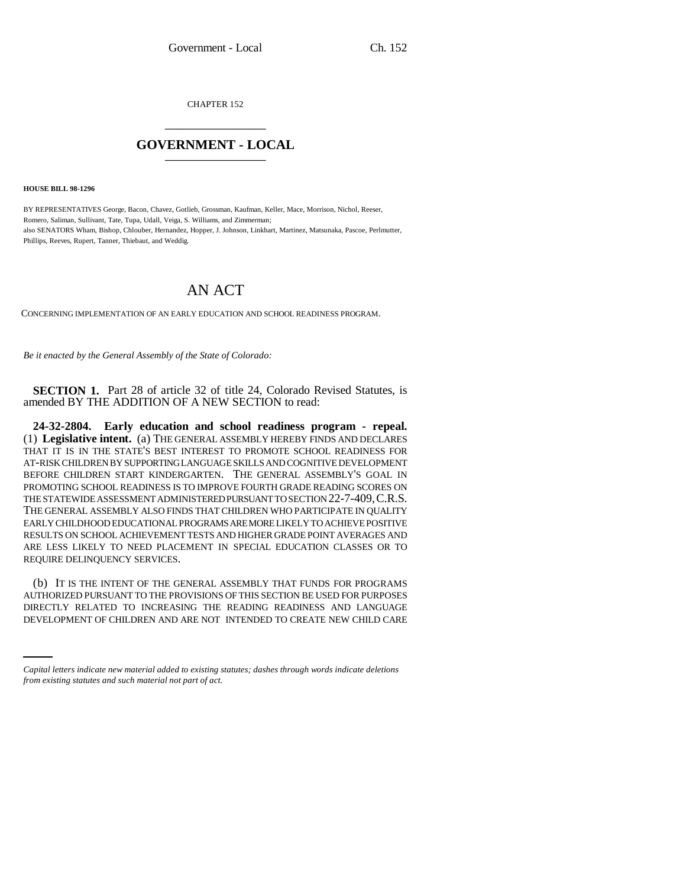CHAPTER 152

# GOVERNMENT - LOCAL

**HOUSE BILL 98-1296**

BY REPRESENTATIVES George, Bacon, Chavez, Gotlieb, Grossman, Kaufman, Keller, Mace, Morrison, Nichol, Reeser, Romero, Saliman, Sullivant, Tate, Tupa, Udall, Veiga, S. Williams, and Zimmerman;
also SENATORS Wham, Bishop, Chlouber, Hernandez, Hopper, J. Johnson, Linkhart, Martinez, Matsunaka, Pascoe, Perlmutter, Phillips, Reeves, Rupert, Tanner, Thiebaut, and Weddig.

# AN ACT

CONCERNING IMPLEMENTATION OF AN EARLY EDUCATION AND SCHOOL READINESS PROGRAM.

*Be it enacted by the General Assembly of the State of Colorado:*

**SECTION 1.** Part 28 of article 32 of title 24, Colorado Revised Statutes, is amended BY THE ADDITION OF A NEW SECTION to read:

**24-32-2804. Early education and school readiness program - repeal.** (1) **Legislative intent.** (a) THE GENERAL ASSEMBLY HEREBY FINDS AND DECLARES THAT IT IS IN THE STATE'S BEST INTEREST TO PROMOTE SCHOOL READINESS FOR AT-RISK CHILDREN BY SUPPORTING LANGUAGE SKILLS AND COGNITIVE DEVELOPMENT BEFORE CHILDREN START KINDERGARTEN. THE GENERAL ASSEMBLY'S GOAL IN PROMOTING SCHOOL READINESS IS TO IMPROVE FOURTH GRADE READING SCORES ON THE STATEWIDE ASSESSMENT ADMINISTERED PURSUANT TO SECTION 22-7-409, C.R.S. THE GENERAL ASSEMBLY ALSO FINDS THAT CHILDREN WHO PARTICIPATE IN QUALITY EARLY CHILDHOOD EDUCATIONAL PROGRAMS ARE MORE LIKELY TO ACHIEVE POSITIVE RESULTS ON SCHOOL ACHIEVEMENT TESTS AND HIGHER GRADE POINT AVERAGES AND ARE LESS LIKELY TO NEED PLACEMENT IN SPECIAL EDUCATION CLASSES OR TO REQUIRE DELINQUENCY SERVICES.

(b) IT IS THE INTENT OF THE GENERAL ASSEMBLY THAT FUNDS FOR PROGRAMS AUTHORIZED PURSUANT TO THE PROVISIONS OF THIS SECTION BE USED FOR PURPOSES DIRECTLY RELATED TO INCREASING THE READING READINESS AND LANGUAGE DEVELOPMENT OF CHILDREN AND ARE NOT INTENDED TO CREATE NEW CHILD CARE

*Capital letters indicate new material added to existing statutes; dashes through words indicate deletions from existing statutes and such material not part of act.*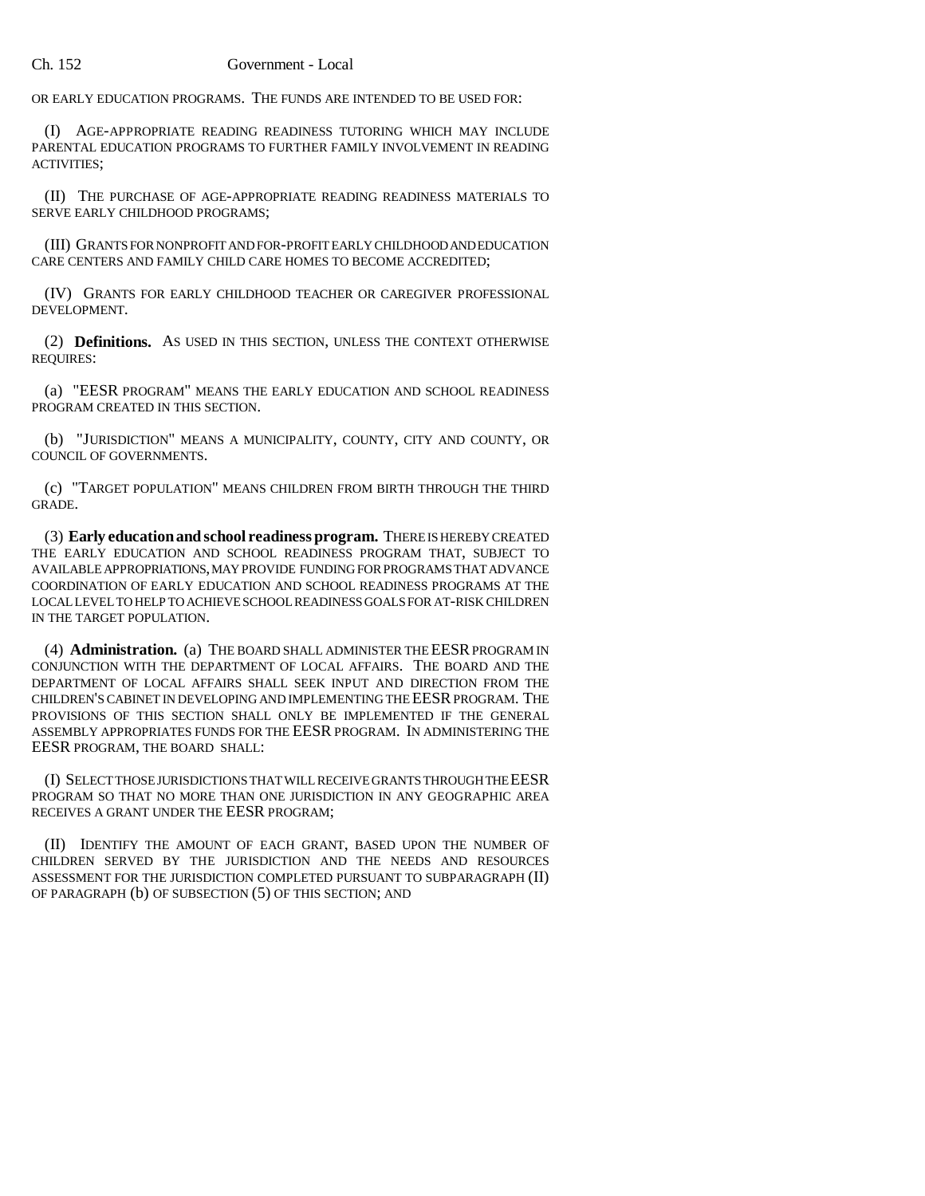OR EARLY EDUCATION PROGRAMS. THE FUNDS ARE INTENDED TO BE USED FOR:

(I) AGE-APPROPRIATE READING READINESS TUTORING WHICH MAY INCLUDE PARENTAL EDUCATION PROGRAMS TO FURTHER FAMILY INVOLVEMENT IN READING ACTIVITIES;

(II) THE PURCHASE OF AGE-APPROPRIATE READING READINESS MATERIALS TO SERVE EARLY CHILDHOOD PROGRAMS;

(III) GRANTS FOR NONPROFIT AND FOR-PROFIT EARLY CHILDHOOD AND EDUCATION CARE CENTERS AND FAMILY CHILD CARE HOMES TO BECOME ACCREDITED;

(IV) GRANTS FOR EARLY CHILDHOOD TEACHER OR CAREGIVER PROFESSIONAL DEVELOPMENT.

(2) **Definitions.** AS USED IN THIS SECTION, UNLESS THE CONTEXT OTHERWISE REQUIRES:

(a) "EESR PROGRAM" MEANS THE EARLY EDUCATION AND SCHOOL READINESS PROGRAM CREATED IN THIS SECTION.

(b) "JURISDICTION" MEANS A MUNICIPALITY, COUNTY, CITY AND COUNTY, OR COUNCIL OF GOVERNMENTS.

(c) "TARGET POPULATION" MEANS CHILDREN FROM BIRTH THROUGH THE THIRD GRADE.

(3) **Early education and school readiness program.** THERE IS HEREBY CREATED THE EARLY EDUCATION AND SCHOOL READINESS PROGRAM THAT, SUBJECT TO AVAILABLE APPROPRIATIONS, MAY PROVIDE FUNDING FOR PROGRAMS THAT ADVANCE COORDINATION OF EARLY EDUCATION AND SCHOOL READINESS PROGRAMS AT THE LOCAL LEVEL TO HELP TO ACHIEVE SCHOOL READINESS GOALS FOR AT-RISK CHILDREN IN THE TARGET POPULATION.

(4) **Administration.** (a) THE BOARD SHALL ADMINISTER THE EESR PROGRAM IN CONJUNCTION WITH THE DEPARTMENT OF LOCAL AFFAIRS. THE BOARD AND THE DEPARTMENT OF LOCAL AFFAIRS SHALL SEEK INPUT AND DIRECTION FROM THE CHILDREN'S CABINET IN DEVELOPING AND IMPLEMENTING THE EESR PROGRAM. THE PROVISIONS OF THIS SECTION SHALL ONLY BE IMPLEMENTED IF THE GENERAL ASSEMBLY APPROPRIATES FUNDS FOR THE EESR PROGRAM. IN ADMINISTERING THE EESR PROGRAM, THE BOARD SHALL:

(I) SELECT THOSE JURISDICTIONS THAT WILL RECEIVE GRANTS THROUGH THE EESR PROGRAM SO THAT NO MORE THAN ONE JURISDICTION IN ANY GEOGRAPHIC AREA RECEIVES A GRANT UNDER THE EESR PROGRAM;

(II) IDENTIFY THE AMOUNT OF EACH GRANT, BASED UPON THE NUMBER OF CHILDREN SERVED BY THE JURISDICTION AND THE NEEDS AND RESOURCES ASSESSMENT FOR THE JURISDICTION COMPLETED PURSUANT TO SUBPARAGRAPH (II) OF PARAGRAPH (b) OF SUBSECTION (5) OF THIS SECTION; AND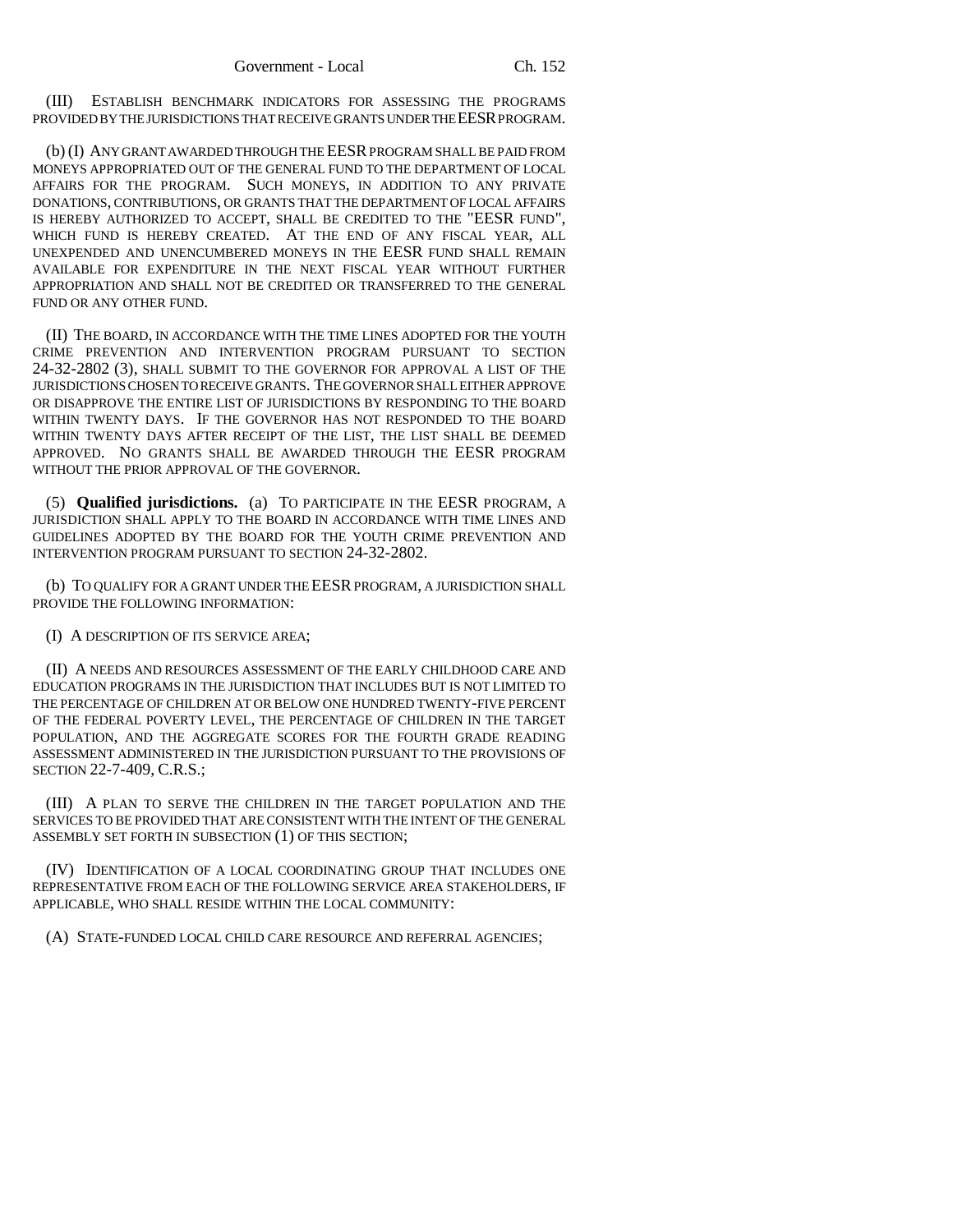(III) ESTABLISH BENCHMARK INDICATORS FOR ASSESSING THE PROGRAMS PROVIDED BY THE JURISDICTIONS THAT RECEIVE GRANTS UNDER THE EESR PROGRAM.

(b) (I) ANY GRANT AWARDED THROUGH THE EESR PROGRAM SHALL BE PAID FROM MONEYS APPROPRIATED OUT OF THE GENERAL FUND TO THE DEPARTMENT OF LOCAL AFFAIRS FOR THE PROGRAM. SUCH MONEYS, IN ADDITION TO ANY PRIVATE DONATIONS, CONTRIBUTIONS, OR GRANTS THAT THE DEPARTMENT OF LOCAL AFFAIRS IS HEREBY AUTHORIZED TO ACCEPT, SHALL BE CREDITED TO THE "EESR FUND", WHICH FUND IS HEREBY CREATED. AT THE END OF ANY FISCAL YEAR, ALL UNEXPENDED AND UNENCUMBERED MONEYS IN THE EESR FUND SHALL REMAIN AVAILABLE FOR EXPENDITURE IN THE NEXT FISCAL YEAR WITHOUT FURTHER APPROPRIATION AND SHALL NOT BE CREDITED OR TRANSFERRED TO THE GENERAL FUND OR ANY OTHER FUND.

(II) THE BOARD, IN ACCORDANCE WITH THE TIME LINES ADOPTED FOR THE YOUTH CRIME PREVENTION AND INTERVENTION PROGRAM PURSUANT TO SECTION 24-32-2802 (3), SHALL SUBMIT TO THE GOVERNOR FOR APPROVAL A LIST OF THE JURISDICTIONS CHOSEN TO RECEIVE GRANTS. THE GOVERNOR SHALL EITHER APPROVE OR DISAPPROVE THE ENTIRE LIST OF JURISDICTIONS BY RESPONDING TO THE BOARD WITHIN TWENTY DAYS. IF THE GOVERNOR HAS NOT RESPONDED TO THE BOARD WITHIN TWENTY DAYS AFTER RECEIPT OF THE LIST, THE LIST SHALL BE DEEMED APPROVED. NO GRANTS SHALL BE AWARDED THROUGH THE EESR PROGRAM WITHOUT THE PRIOR APPROVAL OF THE GOVERNOR.

(5) **Qualified jurisdictions.** (a) TO PARTICIPATE IN THE EESR PROGRAM, A JURISDICTION SHALL APPLY TO THE BOARD IN ACCORDANCE WITH TIME LINES AND GUIDELINES ADOPTED BY THE BOARD FOR THE YOUTH CRIME PREVENTION AND INTERVENTION PROGRAM PURSUANT TO SECTION 24-32-2802.

(b) TO QUALIFY FOR A GRANT UNDER THE EESR PROGRAM, A JURISDICTION SHALL PROVIDE THE FOLLOWING INFORMATION:

(I) A DESCRIPTION OF ITS SERVICE AREA;

(II) A NEEDS AND RESOURCES ASSESSMENT OF THE EARLY CHILDHOOD CARE AND EDUCATION PROGRAMS IN THE JURISDICTION THAT INCLUDES BUT IS NOT LIMITED TO THE PERCENTAGE OF CHILDREN AT OR BELOW ONE HUNDRED TWENTY-FIVE PERCENT OF THE FEDERAL POVERTY LEVEL, THE PERCENTAGE OF CHILDREN IN THE TARGET POPULATION, AND THE AGGREGATE SCORES FOR THE FOURTH GRADE READING ASSESSMENT ADMINISTERED IN THE JURISDICTION PURSUANT TO THE PROVISIONS OF SECTION 22-7-409, C.R.S.;

(III) A PLAN TO SERVE THE CHILDREN IN THE TARGET POPULATION AND THE SERVICES TO BE PROVIDED THAT ARE CONSISTENT WITH THE INTENT OF THE GENERAL ASSEMBLY SET FORTH IN SUBSECTION (1) OF THIS SECTION;

(IV) IDENTIFICATION OF A LOCAL COORDINATING GROUP THAT INCLUDES ONE REPRESENTATIVE FROM EACH OF THE FOLLOWING SERVICE AREA STAKEHOLDERS, IF APPLICABLE, WHO SHALL RESIDE WITHIN THE LOCAL COMMUNITY:

(A) STATE-FUNDED LOCAL CHILD CARE RESOURCE AND REFERRAL AGENCIES;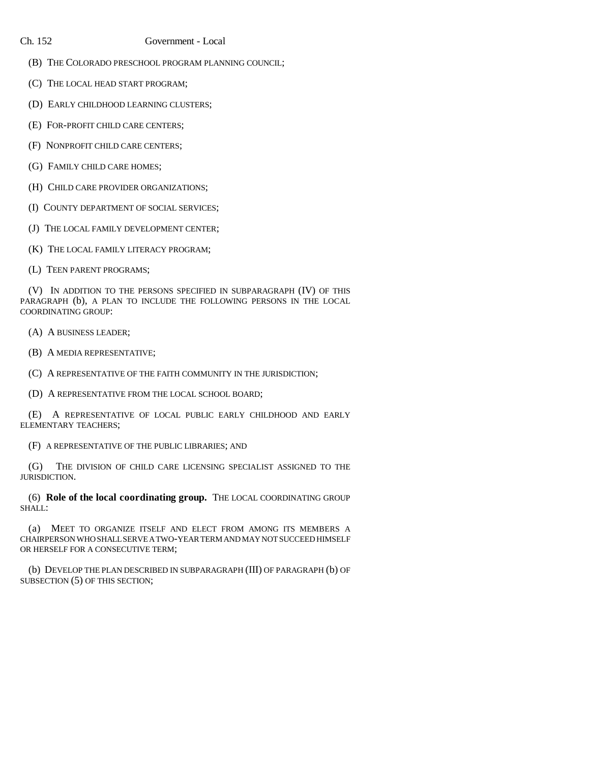(B) THE COLORADO PRESCHOOL PROGRAM PLANNING COUNCIL;

(C) THE LOCAL HEAD START PROGRAM;

(D) EARLY CHILDHOOD LEARNING CLUSTERS;

(E) FOR-PROFIT CHILD CARE CENTERS;

(F) NONPROFIT CHILD CARE CENTERS;

(G) FAMILY CHILD CARE HOMES;

(H) CHILD CARE PROVIDER ORGANIZATIONS;

(I) COUNTY DEPARTMENT OF SOCIAL SERVICES;

(J) THE LOCAL FAMILY DEVELOPMENT CENTER;

(K) THE LOCAL FAMILY LITERACY PROGRAM;

(L) TEEN PARENT PROGRAMS;

(V) IN ADDITION TO THE PERSONS SPECIFIED IN SUBPARAGRAPH (IV) OF THIS PARAGRAPH (b), A PLAN TO INCLUDE THE FOLLOWING PERSONS IN THE LOCAL COORDINATING GROUP:

(A) A BUSINESS LEADER;

(B) A MEDIA REPRESENTATIVE;

(C) A REPRESENTATIVE OF THE FAITH COMMUNITY IN THE JURISDICTION;

(D) A REPRESENTATIVE FROM THE LOCAL SCHOOL BOARD;

(E) A REPRESENTATIVE OF LOCAL PUBLIC EARLY CHILDHOOD AND EARLY ELEMENTARY TEACHERS;

(F) A REPRESENTATIVE OF THE PUBLIC LIBRARIES; AND

(G) THE DIVISION OF CHILD CARE LICENSING SPECIALIST ASSIGNED TO THE JURISDICTION.

(6) **Role of the local coordinating group.** THE LOCAL COORDINATING GROUP SHALL:

(a) MEET TO ORGANIZE ITSELF AND ELECT FROM AMONG ITS MEMBERS A CHAIRPERSON WHO SHALL SERVE A TWO-YEAR TERM AND MAY NOT SUCCEED HIMSELF OR HERSELF FOR A CONSECUTIVE TERM;

(b) DEVELOP THE PLAN DESCRIBED IN SUBPARAGRAPH (III) OF PARAGRAPH (b) OF SUBSECTION (5) OF THIS SECTION;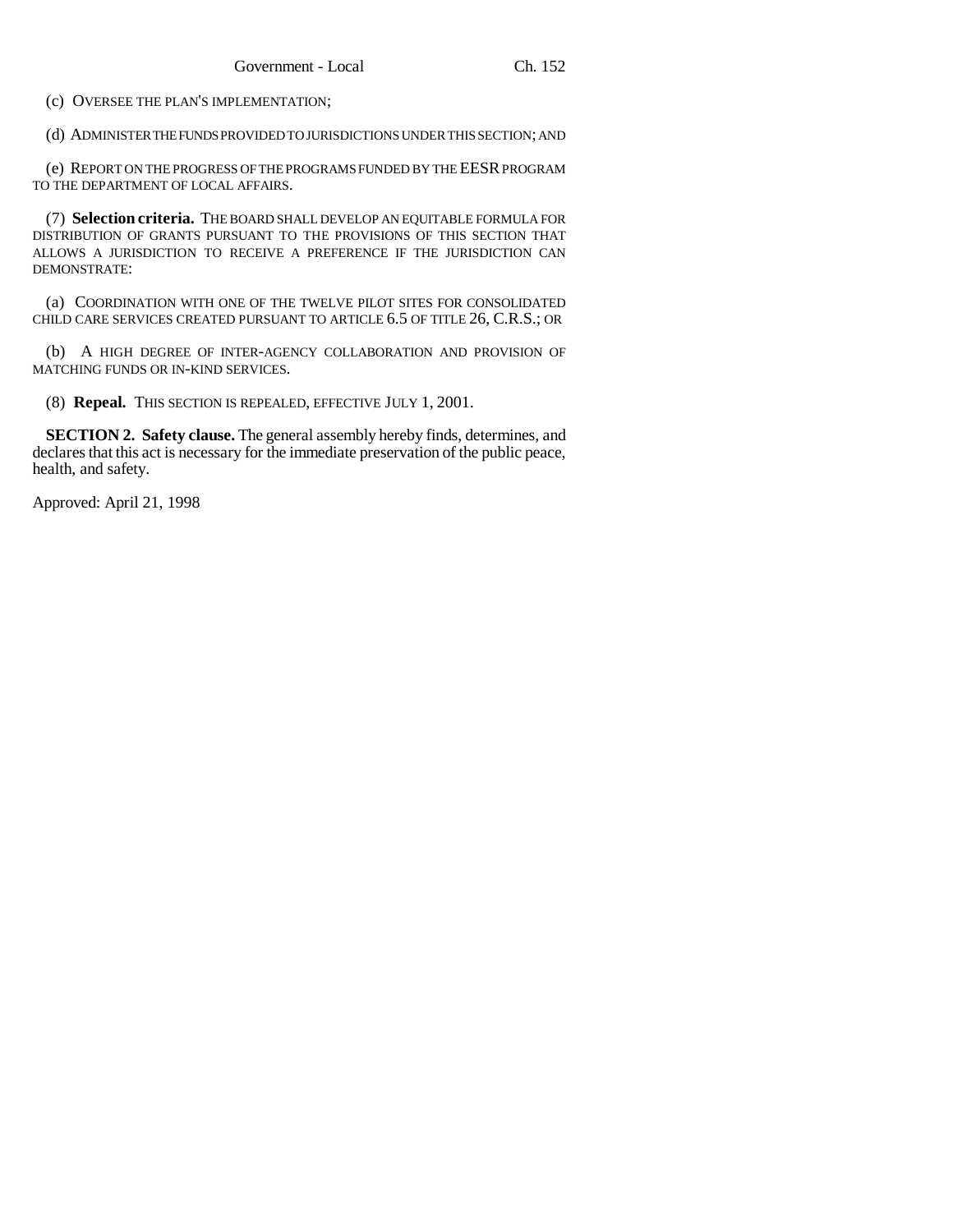(c) OVERSEE THE PLAN'S IMPLEMENTATION;

(d) ADMINISTER THE FUNDS PROVIDED TO JURISDICTIONS UNDER THIS SECTION; AND

(e) REPORT ON THE PROGRESS OF THE PROGRAMS FUNDED BY THE EESR PROGRAM TO THE DEPARTMENT OF LOCAL AFFAIRS.

(7) **Selection criteria.** THE BOARD SHALL DEVELOP AN EQUITABLE FORMULA FOR DISTRIBUTION OF GRANTS PURSUANT TO THE PROVISIONS OF THIS SECTION THAT ALLOWS A JURISDICTION TO RECEIVE A PREFERENCE IF THE JURISDICTION CAN DEMONSTRATE:

(a) COORDINATION WITH ONE OF THE TWELVE PILOT SITES FOR CONSOLIDATED CHILD CARE SERVICES CREATED PURSUANT TO ARTICLE 6.5 OF TITLE 26, C.R.S.; OR

(b) A HIGH DEGREE OF INTER-AGENCY COLLABORATION AND PROVISION OF MATCHING FUNDS OR IN-KIND SERVICES.

(8) **Repeal.** THIS SECTION IS REPEALED, EFFECTIVE JULY 1, 2001.

**SECTION 2. Safety clause.** The general assembly hereby finds, determines, and declares that this act is necessary for the immediate preservation of the public peace, health, and safety.

Approved: April 21, 1998